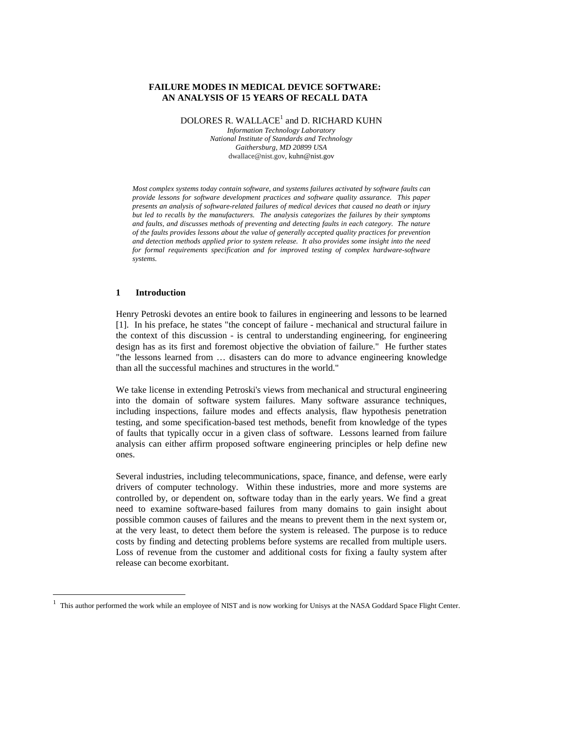# FAILURE MODES IN MEDICAL DEVICE SOFTWARE: AN ANALYSIS OF 15 YEARS OF RECALL DATA

DOLORES R. WALLACE[1] and D. RICHARD KUHN

*Information Technology Laboratory*
*National Institute of Standards and Technology*
*Gaithersburg, MD 20899 USA*
dwallace@nist.gov, kuhn@nist.gov

*Most complex systems today contain software, and systems failures activated by software faults can provide lessons for software development practices and software quality assurance. This paper presents an analysis of software-related failures of medical devices that caused no death or injury but led to recalls by the manufacturers. The analysis categorizes the failures by their symptoms and faults, and discusses methods of preventing and detecting faults in each category. The nature of the faults provides lessons about the value of generally accepted quality practices for prevention and detection methods applied prior to system release. It also provides some insight into the need for formal requirements specification and for improved testing of complex hardware-software systems.*

## 1 Introduction

Henry Petroski devotes an entire book to failures in engineering and lessons to be learned [1]. In his preface, he states "the concept of failure - mechanical and structural failure in the context of this discussion - is central to understanding engineering, for engineering design has as its first and foremost objective the obviation of failure." He further states "the lessons learned from … disasters can do more to advance engineering knowledge than all the successful machines and structures in the world."

We take license in extending Petroski's views from mechanical and structural engineering into the domain of software system failures. Many software assurance techniques, including inspections, failure modes and effects analysis, flaw hypothesis penetration testing, and some specification-based test methods, benefit from knowledge of the types of faults that typically occur in a given class of software. Lessons learned from failure analysis can either affirm proposed software engineering principles or help define new ones.

Several industries, including telecommunications, space, finance, and defense, were early drivers of computer technology. Within these industries, more and more systems are controlled by, or dependent on, software today than in the early years. We find a great need to examine software-based failures from many domains to gain insight about possible common causes of failures and the means to prevent them in the next system or, at the very least, to detect them before the system is released. The purpose is to reduce costs by finding and detecting problems before systems are recalled from multiple users. Loss of revenue from the customer and additional costs for fixing a faulty system after release can become exorbitant.

[1] This author performed the work while an employee of NIST and is now working for Unisys at the NASA Goddard Space Flight Center.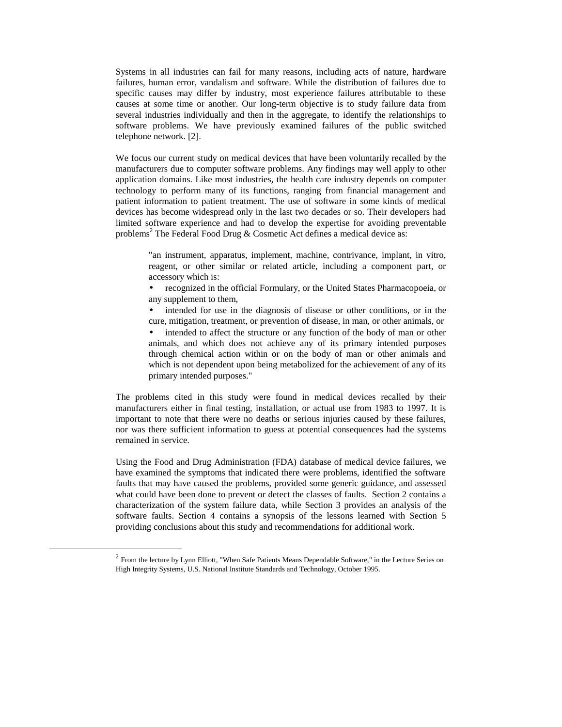Systems in all industries can fail for many reasons, including acts of nature, hardware failures, human error, vandalism and software. While the distribution of failures due to specific causes may differ by industry, most experience failures attributable to these causes at some time or another. Our long-term objective is to study failure data from several industries individually and then in the aggregate, to identify the relationships to software problems. We have previously examined failures of the public switched telephone network. [2].

We focus our current study on medical devices that have been voluntarily recalled by the manufacturers due to computer software problems. Any findings may well apply to other application domains. Like most industries, the health care industry depends on computer technology to perform many of its functions, ranging from financial management and patient information to patient treatment. The use of software in some kinds of medical devices has become widespread only in the last two decades or so. Their developers had limited software experience and had to develop the expertise for avoiding preventable problems[2] The Federal Food Drug & Cosmetic Act defines a medical device as:

> "an instrument, apparatus, implement, machine, contrivance, implant, in vitro, reagent, or other similar or related article, including a component part, or accessory which is:
>
> - recognized in the official Formulary, or the United States Pharmacopoeia, or any supplement to them,
> - intended for use in the diagnosis of disease or other conditions, or in the cure, mitigation, treatment, or prevention of disease, in man, or other animals, or
> - intended to affect the structure or any function of the body of man or other animals, and which does not achieve any of its primary intended purposes through chemical action within or on the body of man or other animals and which is not dependent upon being metabolized for the achievement of any of its primary intended purposes."

The problems cited in this study were found in medical devices recalled by their manufacturers either in final testing, installation, or actual use from 1983 to 1997. It is important to note that there were no deaths or serious injuries caused by these failures, nor was there sufficient information to guess at potential consequences had the systems remained in service.

Using the Food and Drug Administration (FDA) database of medical device failures, we have examined the symptoms that indicated there were problems, identified the software faults that may have caused the problems, provided some generic guidance, and assessed what could have been done to prevent or detect the classes of faults. Section 2 contains a characterization of the system failure data, while Section 3 provides an analysis of the software faults. Section 4 contains a synopsis of the lessons learned with Section 5 providing conclusions about this study and recommendations for additional work.

---

[2] From the lecture by Lynn Elliott, "When Safe Patients Means Dependable Software," in the Lecture Series on High Integrity Systems, U.S. National Institute Standards and Technology, October 1995.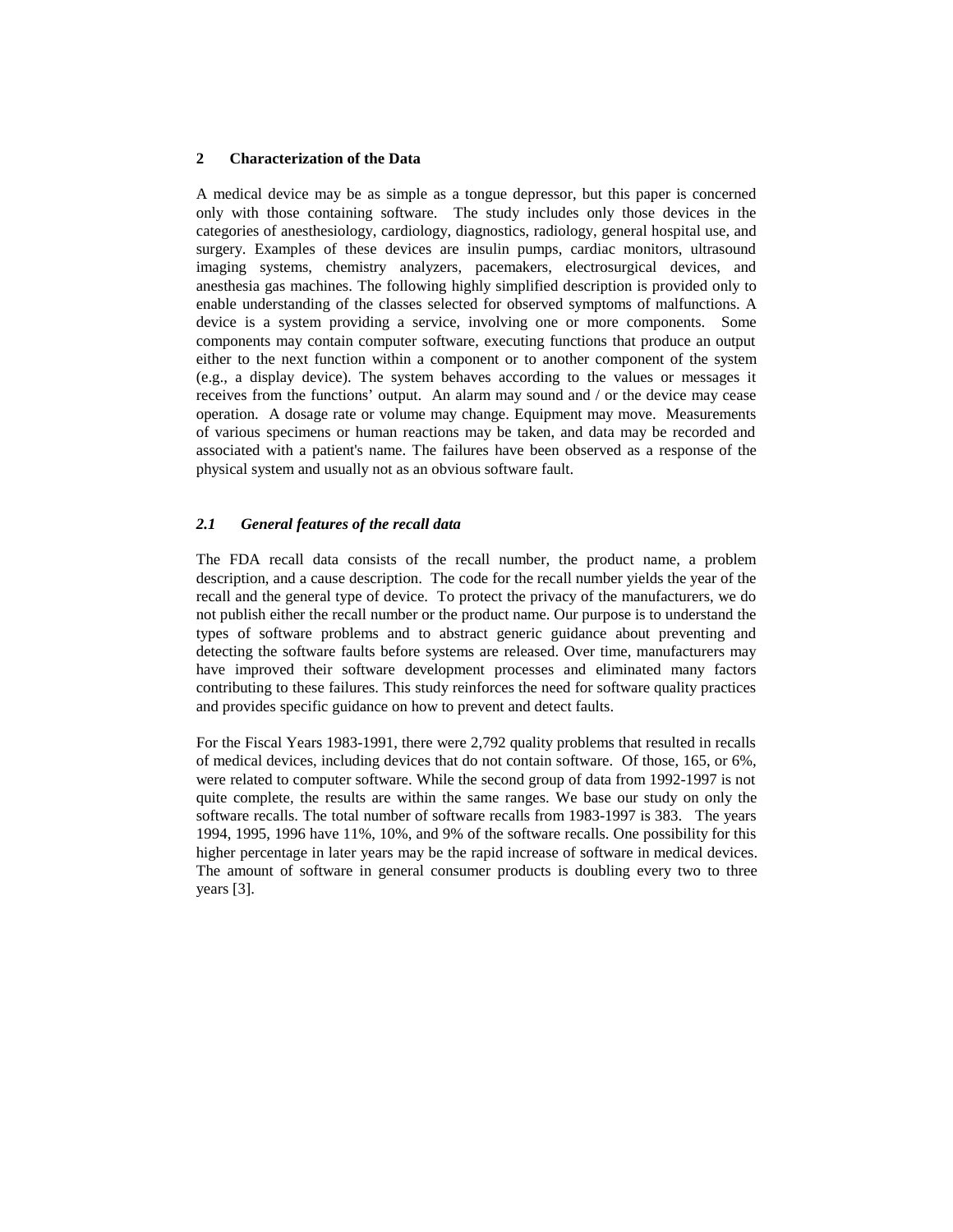## 2 Characterization of the Data

A medical device may be as simple as a tongue depressor, but this paper is concerned only with those containing software. The study includes only those devices in the categories of anesthesiology, cardiology, diagnostics, radiology, general hospital use, and surgery. Examples of these devices are insulin pumps, cardiac monitors, ultrasound imaging systems, chemistry analyzers, pacemakers, electrosurgical devices, and anesthesia gas machines. The following highly simplified description is provided only to enable understanding of the classes selected for observed symptoms of malfunctions. A device is a system providing a service, involving one or more components. Some components may contain computer software, executing functions that produce an output either to the next function within a component or to another component of the system (e.g., a display device). The system behaves according to the values or messages it receives from the functions' output. An alarm may sound and / or the device may cease operation. A dosage rate or volume may change. Equipment may move. Measurements of various specimens or human reactions may be taken, and data may be recorded and associated with a patient's name. The failures have been observed as a response of the physical system and usually not as an obvious software fault.

### *2.1 General features of the recall data*

The FDA recall data consists of the recall number, the product name, a problem description, and a cause description. The code for the recall number yields the year of the recall and the general type of device. To protect the privacy of the manufacturers, we do not publish either the recall number or the product name. Our purpose is to understand the types of software problems and to abstract generic guidance about preventing and detecting the software faults before systems are released. Over time, manufacturers may have improved their software development processes and eliminated many factors contributing to these failures. This study reinforces the need for software quality practices and provides specific guidance on how to prevent and detect faults.

For the Fiscal Years 1983-1991, there were 2,792 quality problems that resulted in recalls of medical devices, including devices that do not contain software. Of those, 165, or 6%, were related to computer software. While the second group of data from 1992-1997 is not quite complete, the results are within the same ranges. We base our study on only the software recalls. The total number of software recalls from 1983-1997 is 383. The years 1994, 1995, 1996 have 11%, 10%, and 9% of the software recalls. One possibility for this higher percentage in later years may be the rapid increase of software in medical devices. The amount of software in general consumer products is doubling every two to three years [3].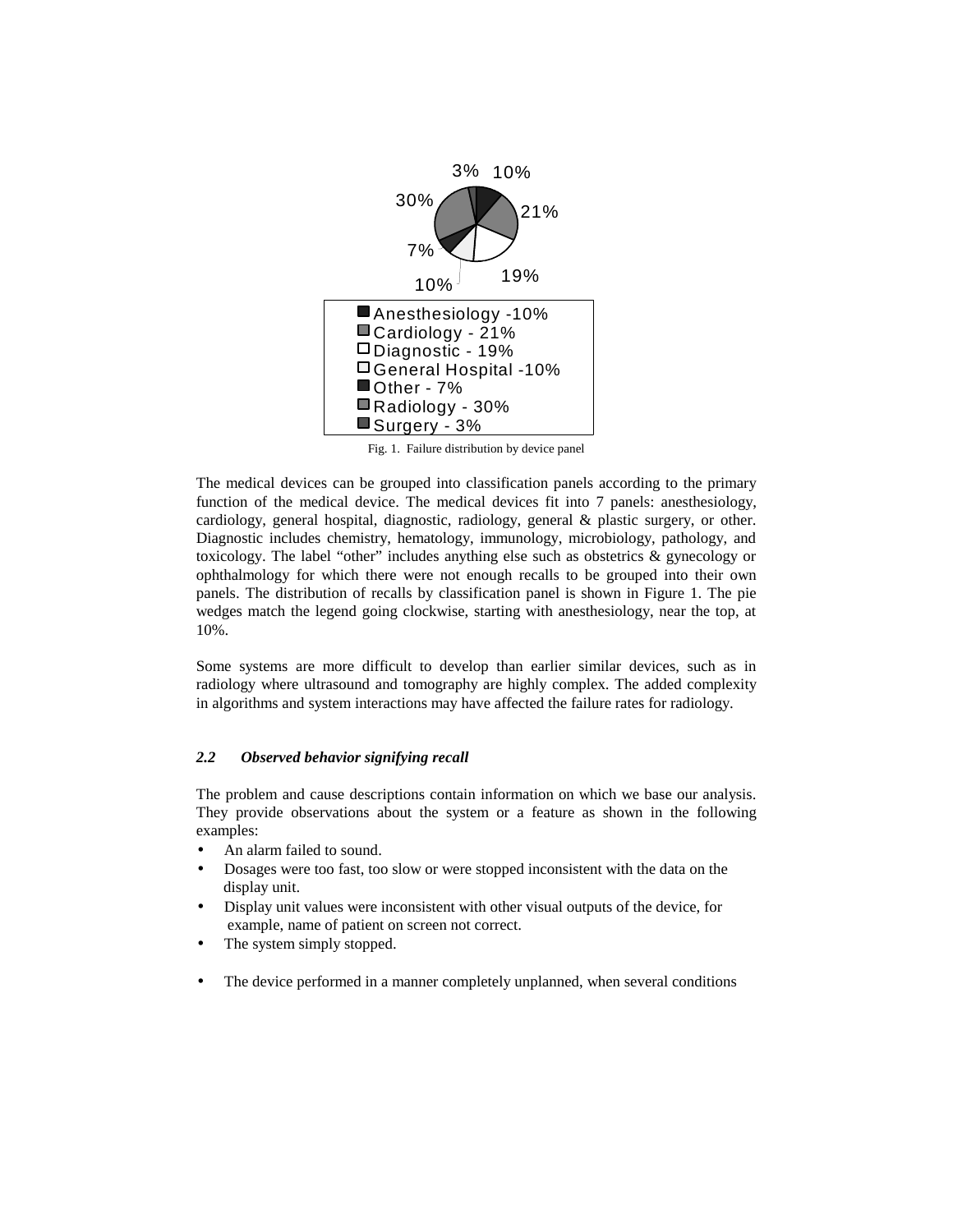3% 10%

30% 21%

7%

10% 19%

- Anesthesiology -10%
- Cardiology - 21%
- Diagnostic - 19%
- General Hospital -10%
- Other - 7%
- Radiology - 30%
- Surgery - 3%

Fig. 1. Failure distribution by device panel

The medical devices can be grouped into classification panels according to the primary function of the medical device. The medical devices fit into 7 panels: anesthesiology, cardiology, general hospital, diagnostic, radiology, general & plastic surgery, or other. Diagnostic includes chemistry, hematology, immunology, microbiology, pathology, and toxicology. The label "other" includes anything else such as obstetrics & gynecology or ophthalmology for which there were not enough recalls to be grouped into their own panels. The distribution of recalls by classification panel is shown in Figure 1. The pie wedges match the legend going clockwise, starting with anesthesiology, near the top, at 10%.

Some systems are more difficult to develop than earlier similar devices, such as in radiology where ultrasound and tomography are highly complex. The added complexity in algorithms and system interactions may have affected the failure rates for radiology.

### *2.2 Observed behavior signifying recall*

The problem and cause descriptions contain information on which we base our analysis. They provide observations about the system or a feature as shown in the following examples:

- An alarm failed to sound.
- Dosages were too fast, too slow or were stopped inconsistent with the data on the display unit.
- Display unit values were inconsistent with other visual outputs of the device, for example, name of patient on screen not correct.
- The system simply stopped.
- The device performed in a manner completely unplanned, when several conditions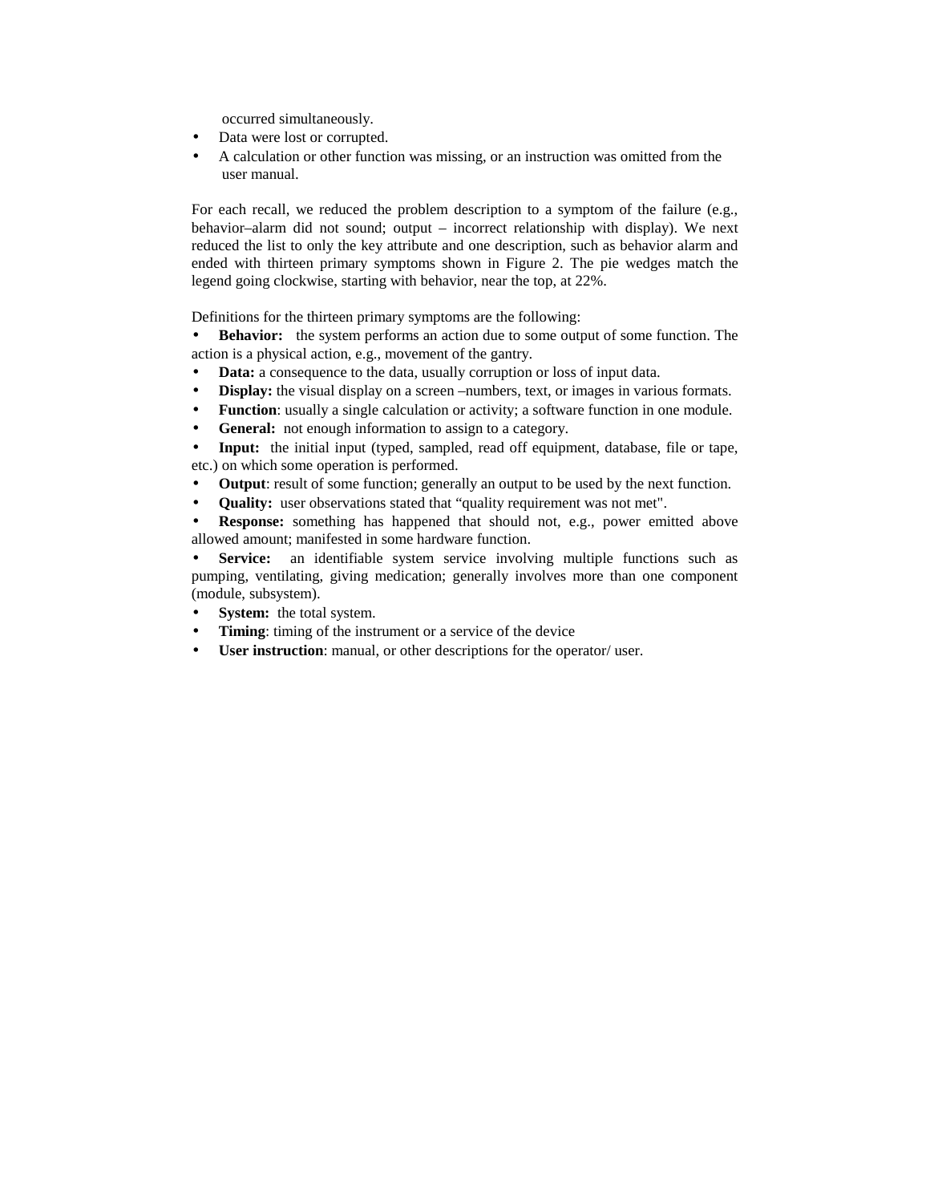occurred simultaneously.

- Data were lost or corrupted.
- A calculation or other function was missing, or an instruction was omitted from the user manual.

For each recall, we reduced the problem description to a symptom of the failure (e.g., behavior–alarm did not sound; output – incorrect relationship with display). We next reduced the list to only the key attribute and one description, such as behavior alarm and ended with thirteen primary symptoms shown in Figure 2. The pie wedges match the legend going clockwise, starting with behavior, near the top, at 22%.

Definitions for the thirteen primary symptoms are the following:

- **Behavior:** the system performs an action due to some output of some function. The action is a physical action, e.g., movement of the gantry.
- **Data:** a consequence to the data, usually corruption or loss of input data.
- **Display:** the visual display on a screen –numbers, text, or images in various formats.
- **Function**: usually a single calculation or activity; a software function in one module.
- **General:** not enough information to assign to a category.
- **Input:** the initial input (typed, sampled, read off equipment, database, file or tape, etc.) on which some operation is performed.
- **Output**: result of some function; generally an output to be used by the next function.
- **Quality:** user observations stated that "quality requirement was not met".
- **Response:** something has happened that should not, e.g., power emitted above allowed amount; manifested in some hardware function.
- **Service:** an identifiable system service involving multiple functions such as pumping, ventilating, giving medication; generally involves more than one component (module, subsystem).
- **System:** the total system.
- **Timing**: timing of the instrument or a service of the device
- **User instruction**: manual, or other descriptions for the operator/ user.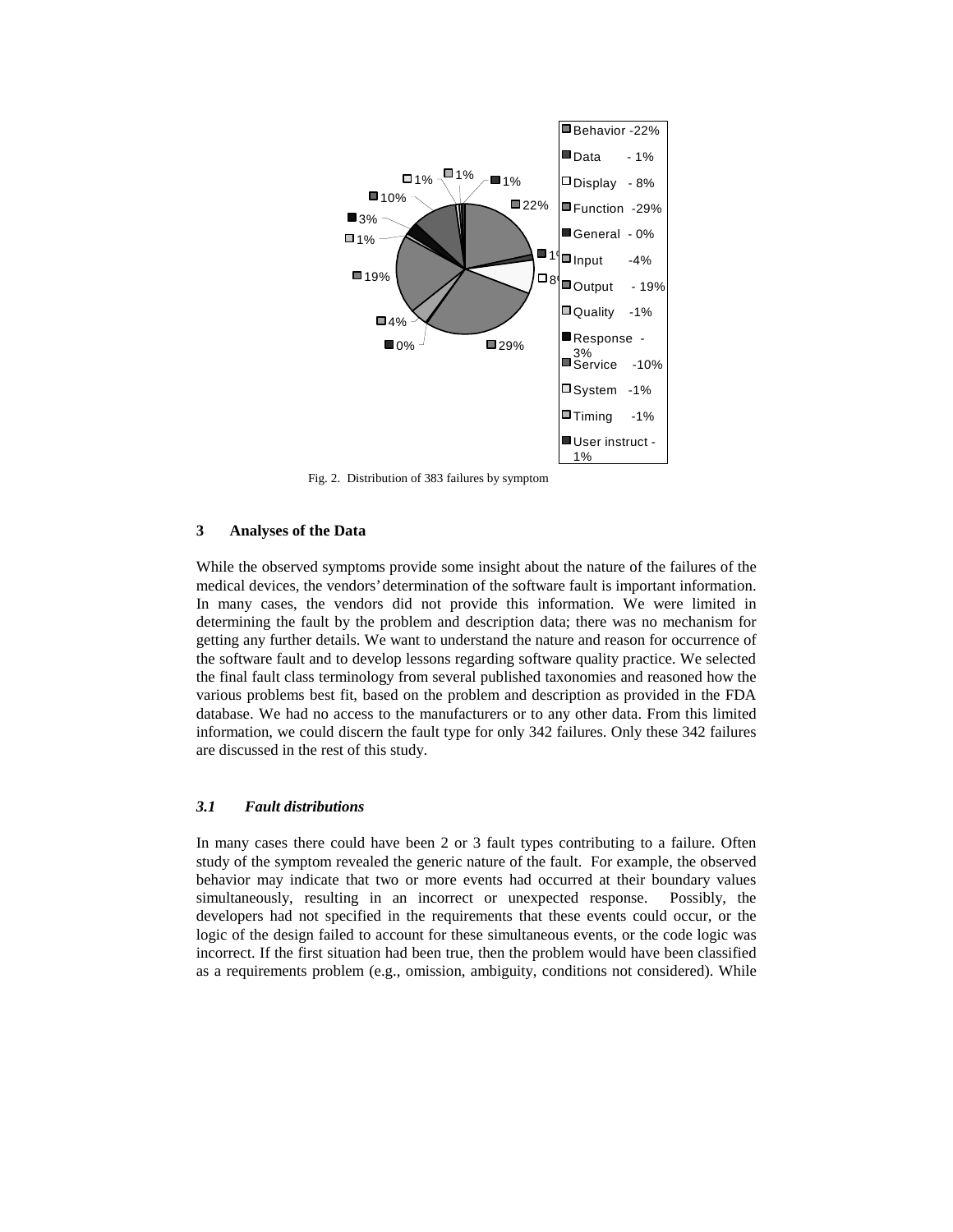Fig. 2. Distribution of 383 failures by symptom

## 3 Analyses of the Data

While the observed symptoms provide some insight about the nature of the failures of the medical devices, the vendors' determination of the software fault is important information. In many cases, the vendors did not provide this information. We were limited in determining the fault by the problem and description data; there was no mechanism for getting any further details. We want to understand the nature and reason for occurrence of the software fault and to develop lessons regarding software quality practice. We selected the final fault class terminology from several published taxonomies and reasoned how the various problems best fit, based on the problem and description as provided in the FDA database. We had no access to the manufacturers or to any other data. From this limited information, we could discern the fault type for only 342 failures. Only these 342 failures are discussed in the rest of this study.

### *3.1 Fault distributions*

In many cases there could have been 2 or 3 fault types contributing to a failure. Often study of the symptom revealed the generic nature of the fault. For example, the observed behavior may indicate that two or more events had occurred at their boundary values simultaneously, resulting in an incorrect or unexpected response. Possibly, the developers had not specified in the requirements that these events could occur, or the logic of the design failed to account for these simultaneous events, or the code logic was incorrect. If the first situation had been true, then the problem would have been classified as a requirements problem (e.g., omission, ambiguity, conditions not considered). While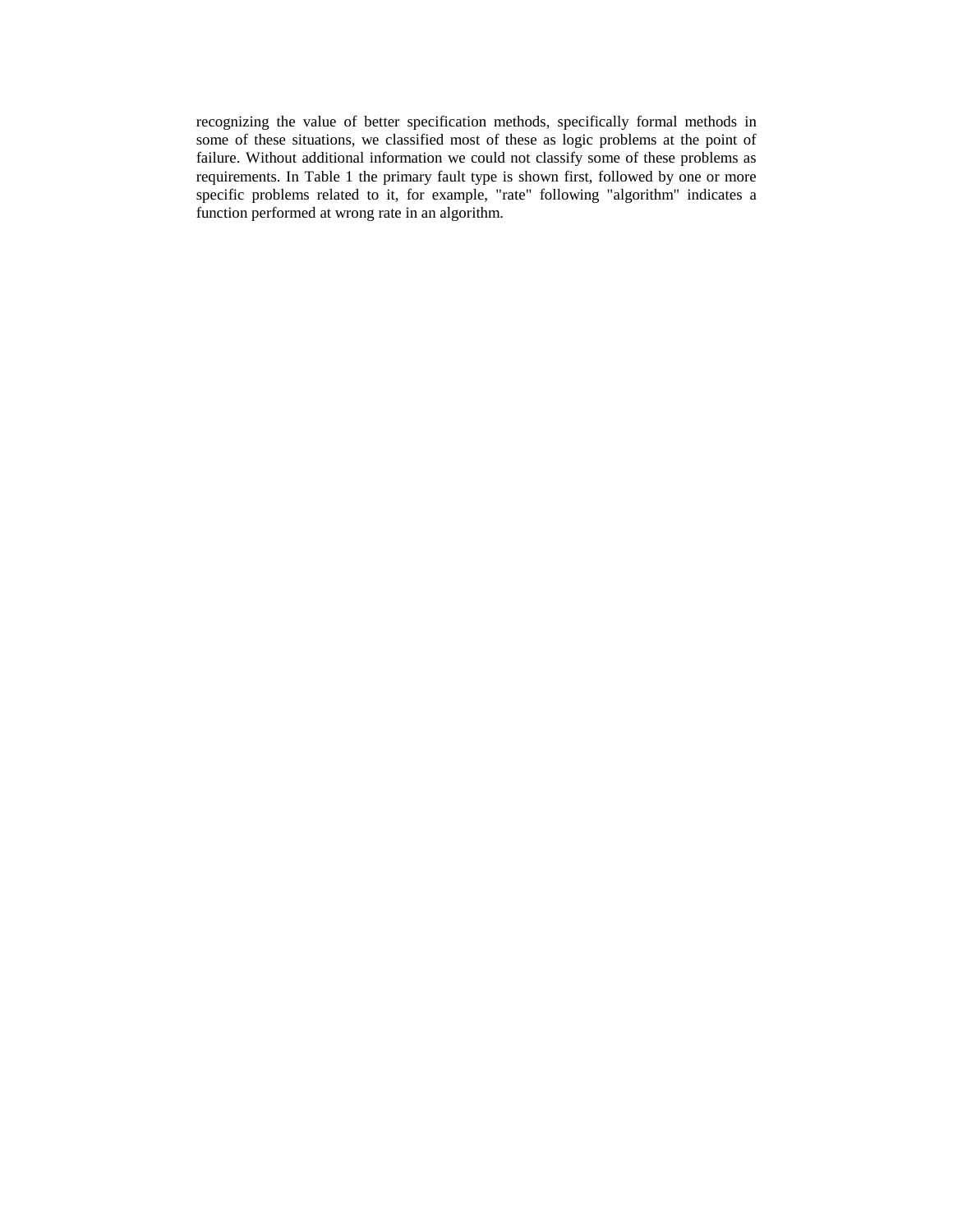recognizing the value of better specification methods, specifically formal methods in some of these situations, we classified most of these as logic problems at the point of failure. Without additional information we could not classify some of these problems as requirements. In Table 1 the primary fault type is shown first, followed by one or more specific problems related to it, for example, "rate" following "algorithm" indicates a function performed at wrong rate in an algorithm.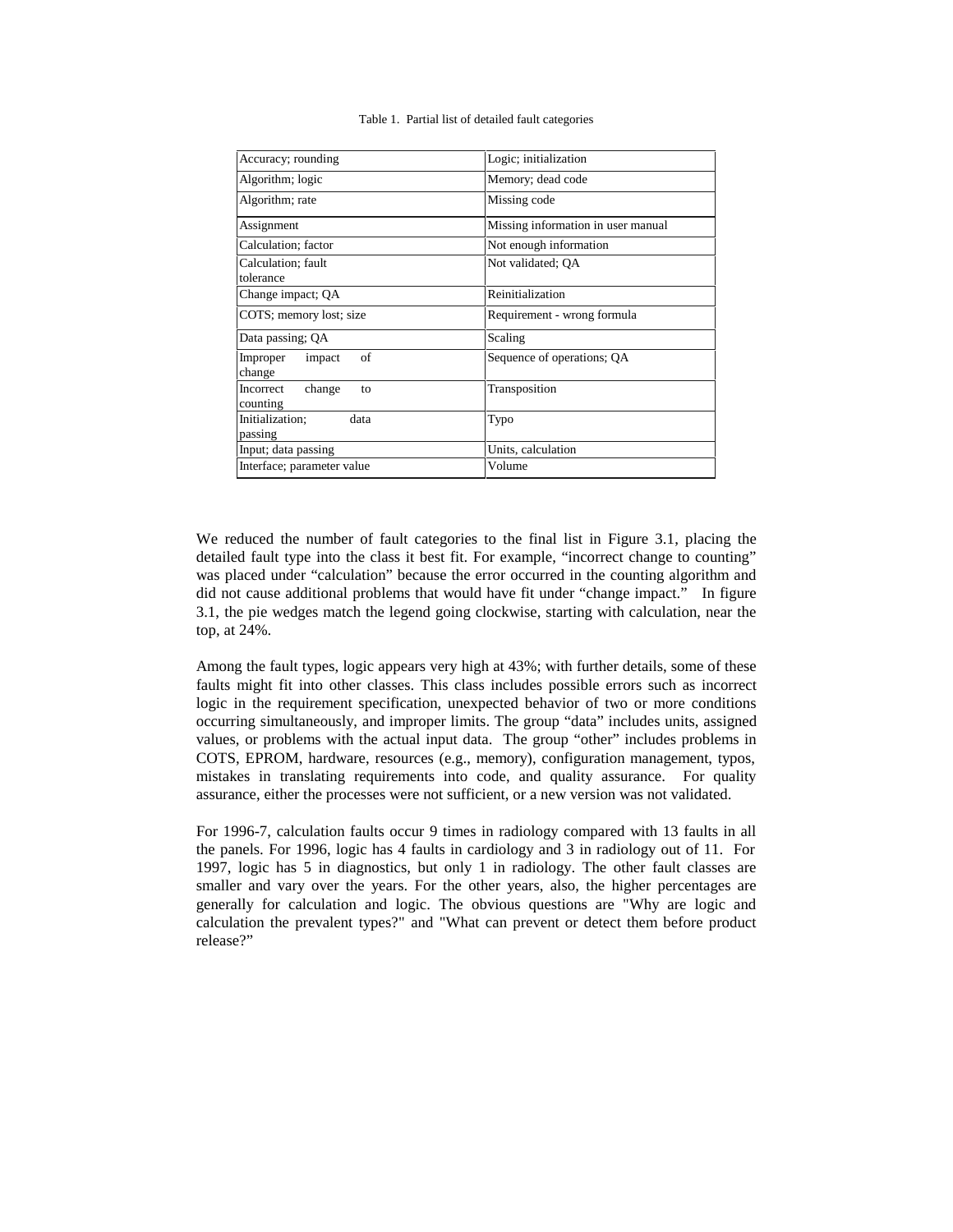Table 1. Partial list of detailed fault categories

| | |
|---|---|
| Accuracy; rounding | Logic; initialization |
| Algorithm; logic | Memory; dead code |
| Algorithm; rate | Missing code |
| Assignment | Missing information in user manual |
| Calculation; factor | Not enough information |
| Calculation; fault tolerance | Not validated; QA |
| Change impact; QA | Reinitialization |
| COTS; memory lost; size | Requirement - wrong formula |
| Data passing; QA | Scaling |
| Improper impact of change | Sequence of operations; QA |
| Incorrect change to counting | Transposition |
| Initialization; data passing | Typo |
| Input; data passing | Units, calculation |
| Interface; parameter value | Volume |

We reduced the number of fault categories to the final list in Figure 3.1, placing the detailed fault type into the class it best fit. For example, "incorrect change to counting" was placed under "calculation" because the error occurred in the counting algorithm and did not cause additional problems that would have fit under "change impact." In figure 3.1, the pie wedges match the legend going clockwise, starting with calculation, near the top, at 24%.

Among the fault types, logic appears very high at 43%; with further details, some of these faults might fit into other classes. This class includes possible errors such as incorrect logic in the requirement specification, unexpected behavior of two or more conditions occurring simultaneously, and improper limits. The group "data" includes units, assigned values, or problems with the actual input data. The group "other" includes problems in COTS, EPROM, hardware, resources (e.g., memory), configuration management, typos, mistakes in translating requirements into code, and quality assurance. For quality assurance, either the processes were not sufficient, or a new version was not validated.

For 1996-7, calculation faults occur 9 times in radiology compared with 13 faults in all the panels. For 1996, logic has 4 faults in cardiology and 3 in radiology out of 11. For 1997, logic has 5 in diagnostics, but only 1 in radiology. The other fault classes are smaller and vary over the years. For the other years, also, the higher percentages are generally for calculation and logic. The obvious questions are "Why are logic and calculation the prevalent types?" and "What can prevent or detect them before product release?"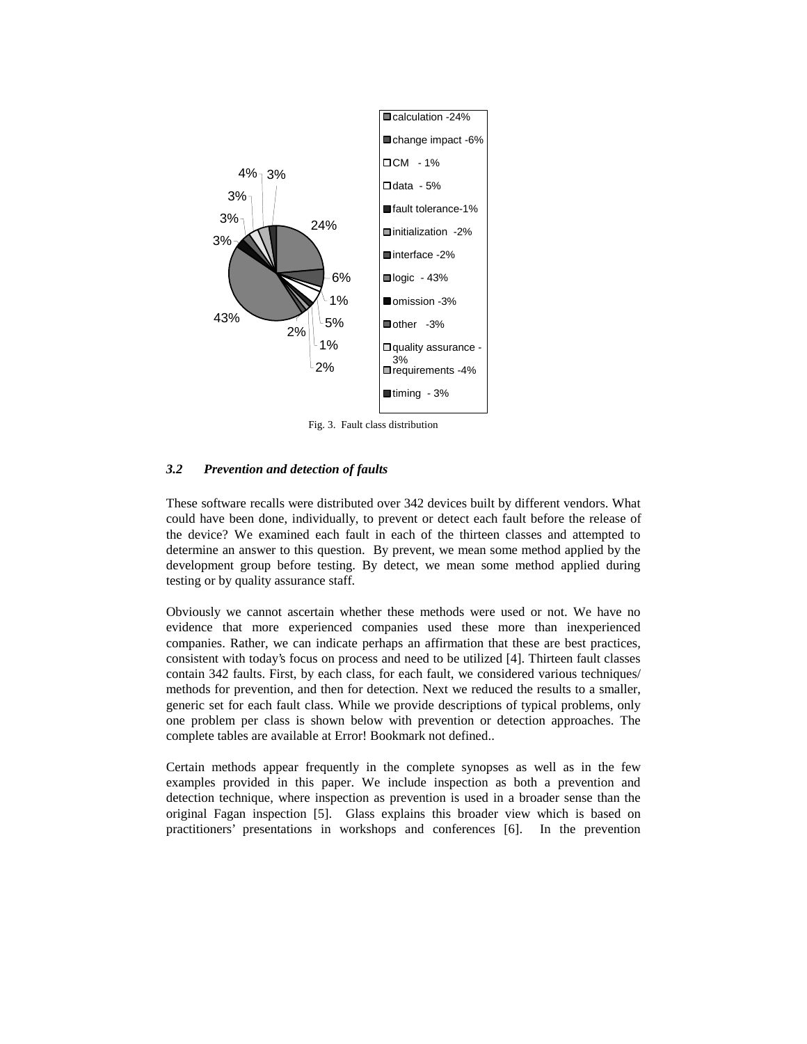Fig. 3. Fault class distribution

### *3.2 Prevention and detection of faults*

These software recalls were distributed over 342 devices built by different vendors. What could have been done, individually, to prevent or detect each fault before the release of the device? We examined each fault in each of the thirteen classes and attempted to determine an answer to this question. By prevent, we mean some method applied by the development group before testing. By detect, we mean some method applied during testing or by quality assurance staff.

Obviously we cannot ascertain whether these methods were used or not. We have no evidence that more experienced companies used these more than inexperienced companies. Rather, we can indicate perhaps an affirmation that these are best practices, consistent with today's focus on process and need to be utilized [4]. Thirteen fault classes contain 342 faults. First, by each class, for each fault, we considered various techniques/ methods for prevention, and then for detection. Next we reduced the results to a smaller, generic set for each fault class. While we provide descriptions of typical problems, only one problem per class is shown below with prevention or detection approaches. The complete tables are available at Error! Bookmark not defined..

Certain methods appear frequently in the complete synopses as well as in the few examples provided in this paper. We include inspection as both a prevention and detection technique, where inspection as prevention is used in a broader sense than the original Fagan inspection [5]. Glass explains this broader view which is based on practitioners' presentations in workshops and conferences [6]. In the prevention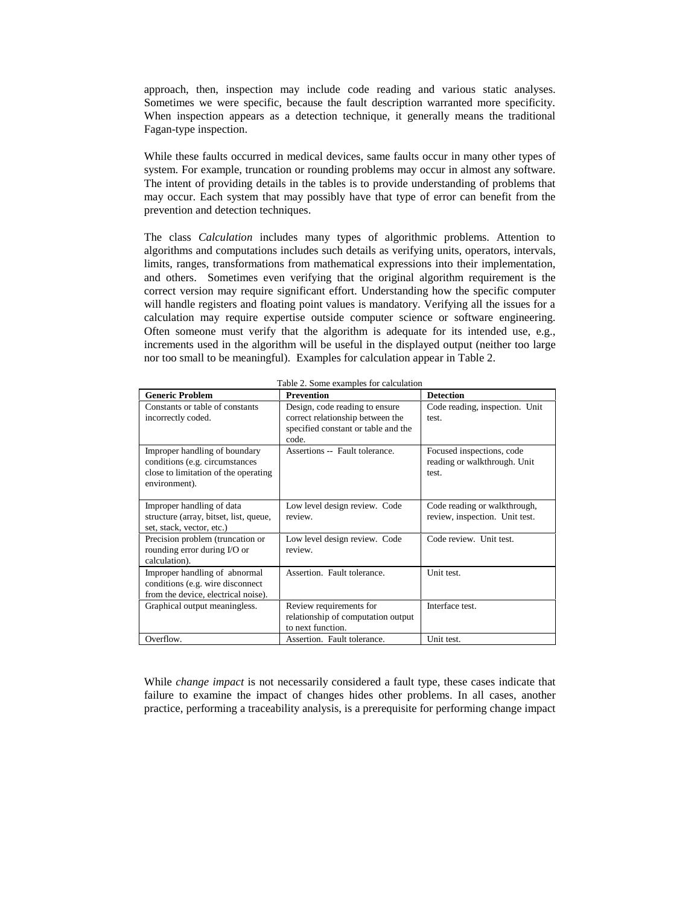approach, then, inspection may include code reading and various static analyses. Sometimes we were specific, because the fault description warranted more specificity. When inspection appears as a detection technique, it generally means the traditional Fagan-type inspection.

While these faults occurred in medical devices, same faults occur in many other types of system. For example, truncation or rounding problems may occur in almost any software. The intent of providing details in the tables is to provide understanding of problems that may occur. Each system that may possibly have that type of error can benefit from the prevention and detection techniques.

The class *Calculation* includes many types of algorithmic problems. Attention to algorithms and computations includes such details as verifying units, operators, intervals, limits, ranges, transformations from mathematical expressions into their implementation, and others. Sometimes even verifying that the original algorithm requirement is the correct version may require significant effort. Understanding how the specific computer will handle registers and floating point values is mandatory. Verifying all the issues for a calculation may require expertise outside computer science or software engineering. Often someone must verify that the algorithm is adequate for its intended use, e.g., increments used in the algorithm will be useful in the displayed output (neither too large nor too small to be meaningful). Examples for calculation appear in Table 2.

Table 2. Some examples for calculation

| Generic Problem | Prevention | Detection |
|---|---|---|
| Constants or table of constants incorrectly coded. | Design, code reading to ensure correct relationship between the specified constant or table and the code. | Code reading, inspection. Unit test. |
| Improper handling of boundary conditions (e.g. circumstances close to limitation of the operating environment). | Assertions -- Fault tolerance. | Focused inspections, code reading or walkthrough. Unit test. |
| Improper handling of data structure (array, bitset, list, queue, set, stack, vector, etc.) | Low level design review. Code review. | Code reading or walkthrough, review, inspection. Unit test. |
| Precision problem (truncation or rounding error during I/O or calculation). | Low level design review. Code review. | Code review. Unit test. |
| Improper handling of abnormal conditions (e.g. wire disconnect from the device, electrical noise). | Assertion. Fault tolerance. | Unit test. |
| Graphical output meaningless. | Review requirements for relationship of computation output to next function. | Interface test. |
| Overflow. | Assertion. Fault tolerance. | Unit test. |

While *change impact* is not necessarily considered a fault type, these cases indicate that failure to examine the impact of changes hides other problems. In all cases, another practice, performing a traceability analysis, is a prerequisite for performing change impact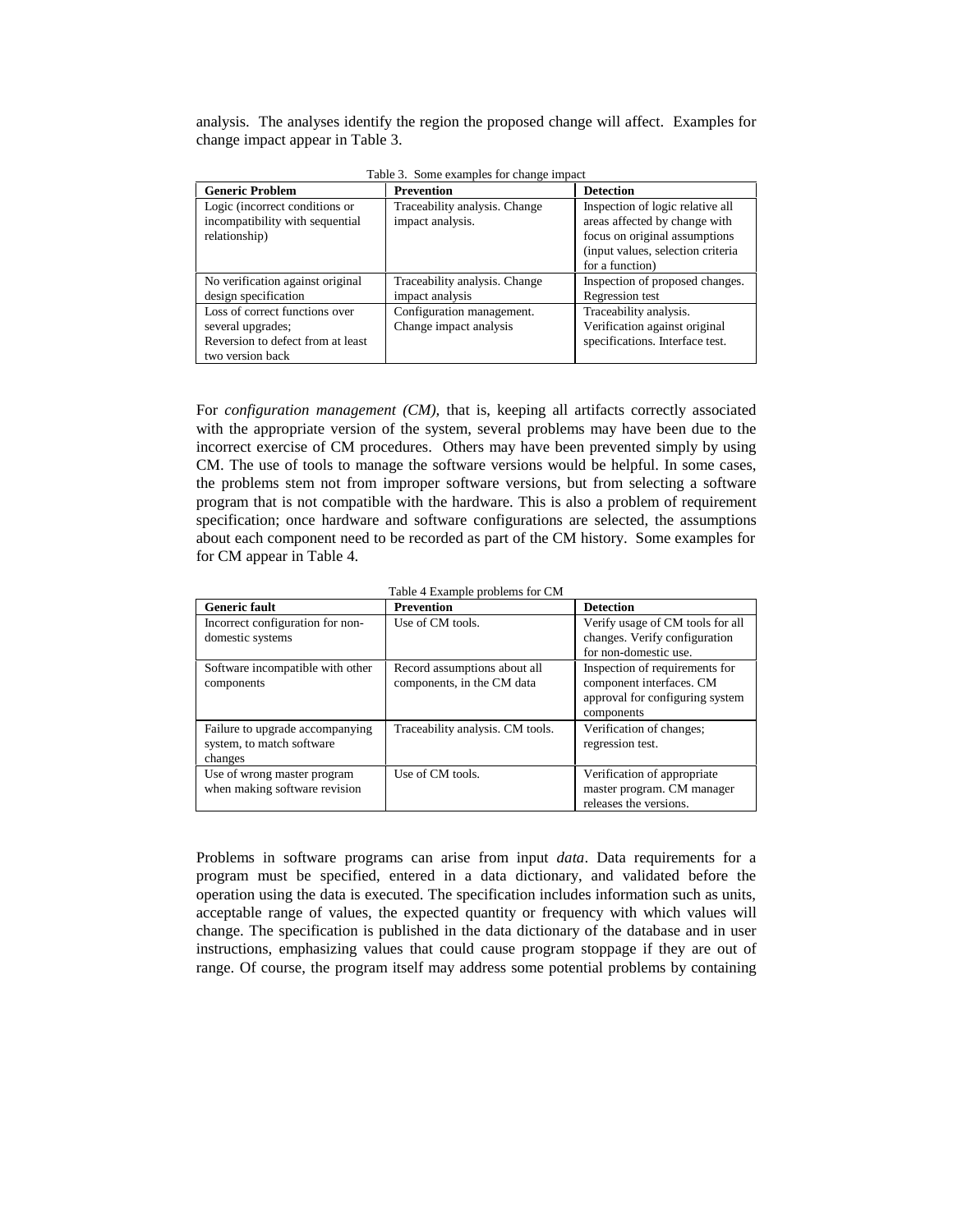analysis. The analyses identify the region the proposed change will affect. Examples for change impact appear in Table 3.

Table 3. Some examples for change impact

| Generic Problem | Prevention | Detection |
|---|---|---|
| Logic (incorrect conditions or incompatibility with sequential relationship) | Traceability analysis. Change impact analysis. | Inspection of logic relative all areas affected by change with focus on original assumptions (input values, selection criteria for a function) |
| No verification against original design specification | Traceability analysis. Change impact analysis | Inspection of proposed changes. Regression test |
| Loss of correct functions over several upgrades; Reversion to defect from at least two version back | Configuration management. Change impact analysis | Traceability analysis. Verification against original specifications. Interface test. |

For *configuration management (CM),* that is, keeping all artifacts correctly associated with the appropriate version of the system, several problems may have been due to the incorrect exercise of CM procedures. Others may have been prevented simply by using CM. The use of tools to manage the software versions would be helpful. In some cases, the problems stem not from improper software versions, but from selecting a software program that is not compatible with the hardware. This is also a problem of requirement specification; once hardware and software configurations are selected, the assumptions about each component need to be recorded as part of the CM history. Some examples for for CM appear in Table 4.

Table 4 Example problems for CM

| Generic fault | Prevention | Detection |
|---|---|---|
| Incorrect configuration for non-domestic systems | Use of CM tools. | Verify usage of CM tools for all changes. Verify configuration for non-domestic use. |
| Software incompatible with other components | Record assumptions about all components, in the CM data | Inspection of requirements for component interfaces. CM approval for configuring system components |
| Failure to upgrade accompanying system, to match software changes | Traceability analysis. CM tools. | Verification of changes; regression test. |
| Use of wrong master program when making software revision | Use of CM tools. | Verification of appropriate master program. CM manager releases the versions. |

Problems in software programs can arise from input *data*. Data requirements for a program must be specified, entered in a data dictionary, and validated before the operation using the data is executed. The specification includes information such as units, acceptable range of values, the expected quantity or frequency with which values will change. The specification is published in the data dictionary of the database and in user instructions, emphasizing values that could cause program stoppage if they are out of range. Of course, the program itself may address some potential problems by containing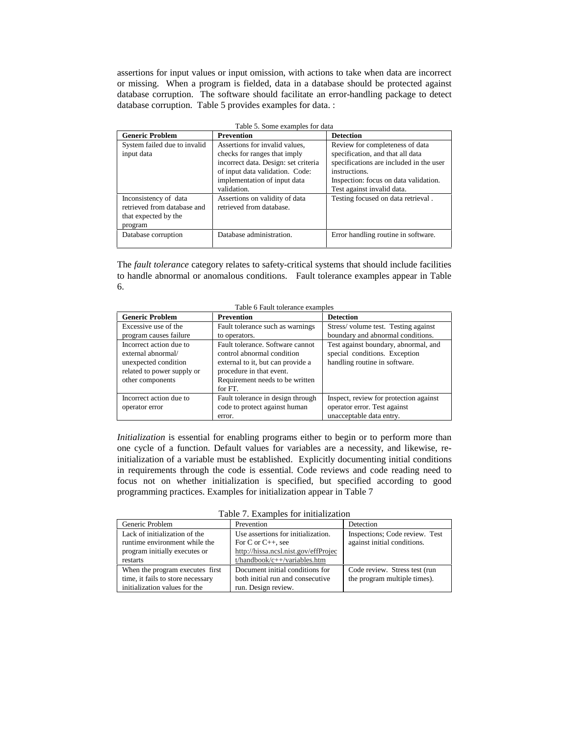assertions for input values or input omission, with actions to take when data are incorrect or missing. When a program is fielded, data in a database should be protected against database corruption. The software should facilitate an error-handling package to detect database corruption. Table 5 provides examples for data. :

Table 5. Some examples for data

| **Generic Problem** | **Prevention** | **Detection** |
|---|---|---|
| System failed due to invalid input data | Assertions for invalid values, checks for ranges that imply incorrect data. Design: set criteria of input data validation. Code: implementation of input data validation. | Review for completeness of data specification, and that all data specifications are included in the user instructions. Inspection: focus on data validation. Test against invalid data. |
| Inconsistency of data retrieved from database and that expected by the program | Assertions on validity of data retrieved from database. | Testing focused on data retrieval . |
| Database corruption | Database administration. | Error handling routine in software. |

The *fault tolerance* category relates to safety-critical systems that should include facilities to handle abnormal or anomalous conditions. Fault tolerance examples appear in Table 6.

Table 6 Fault tolerance examples

| **Generic Problem** | **Prevention** | **Detection** |
|---|---|---|
| Excessive use of the program causes failure | Fault tolerance such as warnings to operators. | Stress/ volume test. Testing against boundary and abnormal conditions. |
| Incorrect action due to external abnormal/ unexpected condition related to power supply or other components | Fault tolerance. Software cannot control abnormal condition external to it, but can provide a procedure in that event. Requirement needs to be written for FT. | Test against boundary, abnormal, and special conditions. Exception handling routine in software. |
| Incorrect action due to operator error | Fault tolerance in design through code to protect against human error. | Inspect, review for protection against operator error. Test against unacceptable data entry. |

*Initialization* is essential for enabling programs either to begin or to perform more than one cycle of a function. Default values for variables are a necessity, and likewise, re-initialization of a variable must be established. Explicitly documenting initial conditions in requirements through the code is essential. Code reviews and code reading need to focus not on whether initialization is specified, but specified according to good programming practices. Examples for initialization appear in Table 7

Table 7. Examples for initialization

| Generic Problem | Prevention | Detection |
|---|---|---|
| Lack of initialization of the runtime environment while the program initially executes or restarts | Use assertions for initialization. For C or C++, see http://hissa.ncsl.nist.gov/effProject/handbook/c++/variables.htm | Inspections; Code review. Test against initial conditions. |
| When the program executes first time, it fails to store necessary initialization values for the | Document initial conditions for both initial run and consecutive run. Design review. | Code review. Stress test (run the program multiple times). |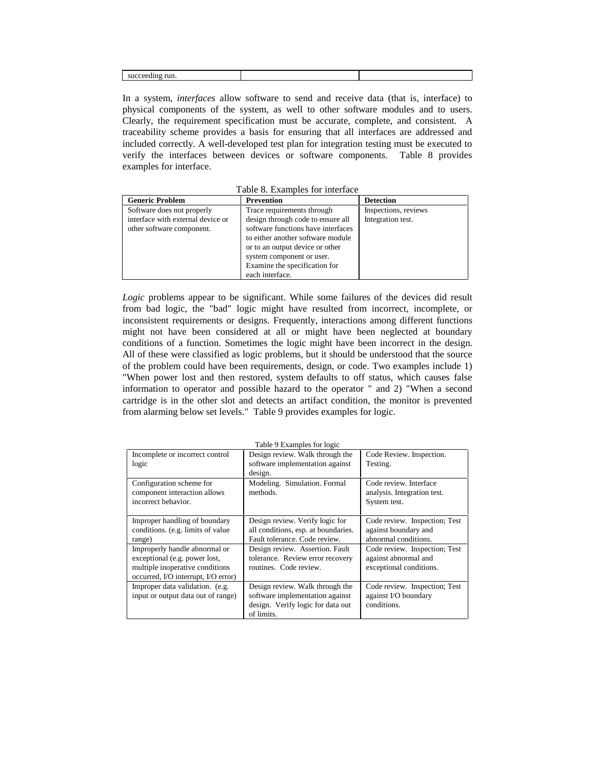| | | |
|---|---|---|
| succeeding run. | | |

In a system, *interfaces* allow software to send and receive data (that is, interface) to physical components of the system, as well to other software modules and to users. Clearly, the requirement specification must be accurate, complete, and consistent. A traceability scheme provides a basis for ensuring that all interfaces are addressed and included correctly. A well-developed test plan for integration testing must be executed to verify the interfaces between devices or software components. Table 8 provides examples for interface.

Table 8. Examples for interface

| Generic Problem | Prevention | Detection |
|---|---|---|
| Software does not properly interface with external device or other software component. | Trace requirements through design through code to ensure all software functions have interfaces to either another software module or to an output device or other system component or user. Examine the specification for each interface. | Inspections, reviews Integration test. |

*Logic* problems appear to be significant. While some failures of the devices did result from bad logic, the "bad" logic might have resulted from incorrect, incomplete, or inconsistent requirements or designs. Frequently, interactions among different functions might not have been considered at all or might have been neglected at boundary conditions of a function. Sometimes the logic might have been incorrect in the design. All of these were classified as logic problems, but it should be understood that the source of the problem could have been requirements, design, or code. Two examples include 1) "When power lost and then restored, system defaults to off status, which causes false information to operator and possible hazard to the operator " and 2) "When a second cartridge is in the other slot and detects an artifact condition, the monitor is prevented from alarming below set levels." Table 9 provides examples for logic.

Table 9 Examples for logic

| | | |
|---|---|---|
| Incomplete or incorrect control logic | Design review. Walk through the software implementation against design. | Code Review. Inspection. Testing. |
| Configuration scheme for component interaction allows incorrect behavior. | Modeling. Simulation. Formal methods. | Code review. Interface analysis. Integration test. System test. |
| Improper handling of boundary conditions. (e.g. limits of value range) | Design review. Verify logic for all conditions, esp. at boundaries. Fault tolerance. Code review. | Code review. Inspection; Test against boundary and abnormal conditions. |
| Improperly handle abnormal or exceptional (e.g. power lost, multiple inoperative conditions occurred, I/O interrupt, I/O error) | Design review. Assertion. Fault tolerance. Review error recovery routines. Code review. | Code review. Inspection; Test against abnormal and exceptional conditions. |
| Improper data validation. (e.g. input or output data out of range) | Design review. Walk through the software implementation against design. Verify logic for data out of limits. | Code review. Inspection; Test against I/O boundary conditions. |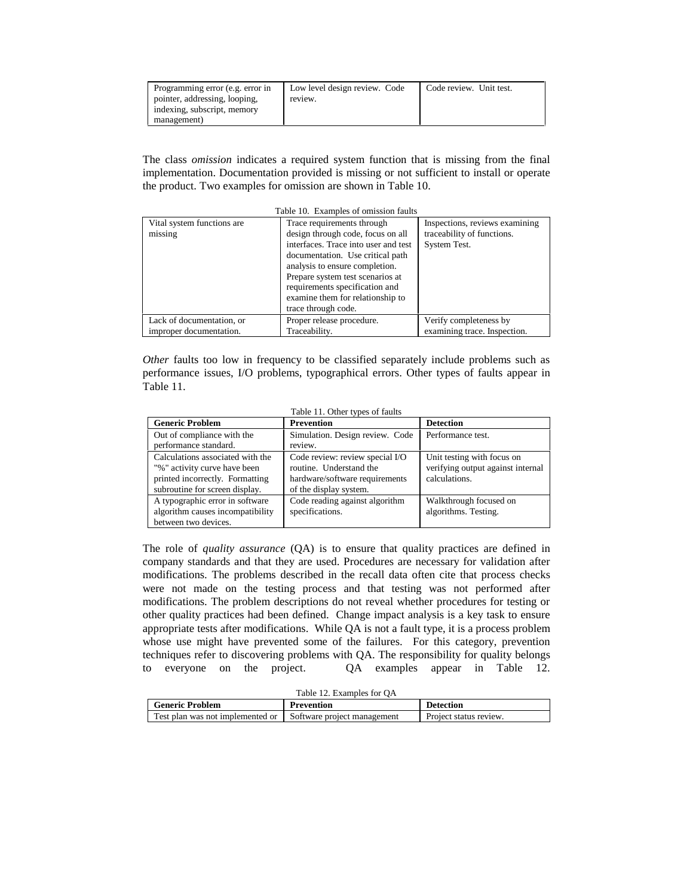| | | |
|---|---|---|
| Programming error (e.g. error in pointer, addressing, looping, indexing, subscript, memory management) | Low level design review. Code review. | Code review. Unit test. |

The class *omission* indicates a required system function that is missing from the final implementation. Documentation provided is missing or not sufficient to install or operate the product. Two examples for omission are shown in Table 10.

Table 10. Examples of omission faults

| | | |
|---|---|---|
| Vital system functions are missing | Trace requirements through design through code, focus on all interfaces. Trace into user and test documentation. Use critical path analysis to ensure completion. Prepare system test scenarios at requirements specification and examine them for relationship to trace through code. | Inspections, reviews examining traceability of functions. System Test. |
| Lack of documentation, or improper documentation. | Proper release procedure. Traceability. | Verify completeness by examining trace. Inspection. |

*Other* faults too low in frequency to be classified separately include problems such as performance issues, I/O problems, typographical errors. Other types of faults appear in Table 11.

Table 11. Other types of faults

| **Generic Problem** | **Prevention** | **Detection** |
|---|---|---|
| Out of compliance with the performance standard. | Simulation. Design review. Code review. | Performance test. |
| Calculations associated with the "%" activity curve have been printed incorrectly. Formatting subroutine for screen display. | Code review: review special I/O routine. Understand the hardware/software requirements of the display system. | Unit testing with focus on verifying output against internal calculations. |
| A typographic error in software algorithm causes incompatibility between two devices. | Code reading against algorithm specifications. | Walkthrough focused on algorithms. Testing. |

The role of *quality assurance* (QA) is to ensure that quality practices are defined in company standards and that they are used. Procedures are necessary for validation after modifications. The problems described in the recall data often cite that process checks were not made on the testing process and that testing was not performed after modifications. The problem descriptions do not reveal whether procedures for testing or other quality practices had been defined. Change impact analysis is a key task to ensure appropriate tests after modifications. While QA is not a fault type, it is a process problem whose use might have prevented some of the failures. For this category, prevention techniques refer to discovering problems with QA. The responsibility for quality belongs to everyone on the project. QA examples appear in Table 12.

Table 12. Examples for QA

| **Generic Problem** | **Prevention** | **Detection** |
|---|---|---|
| Test plan was not implemented or | Software project management | Project status review. |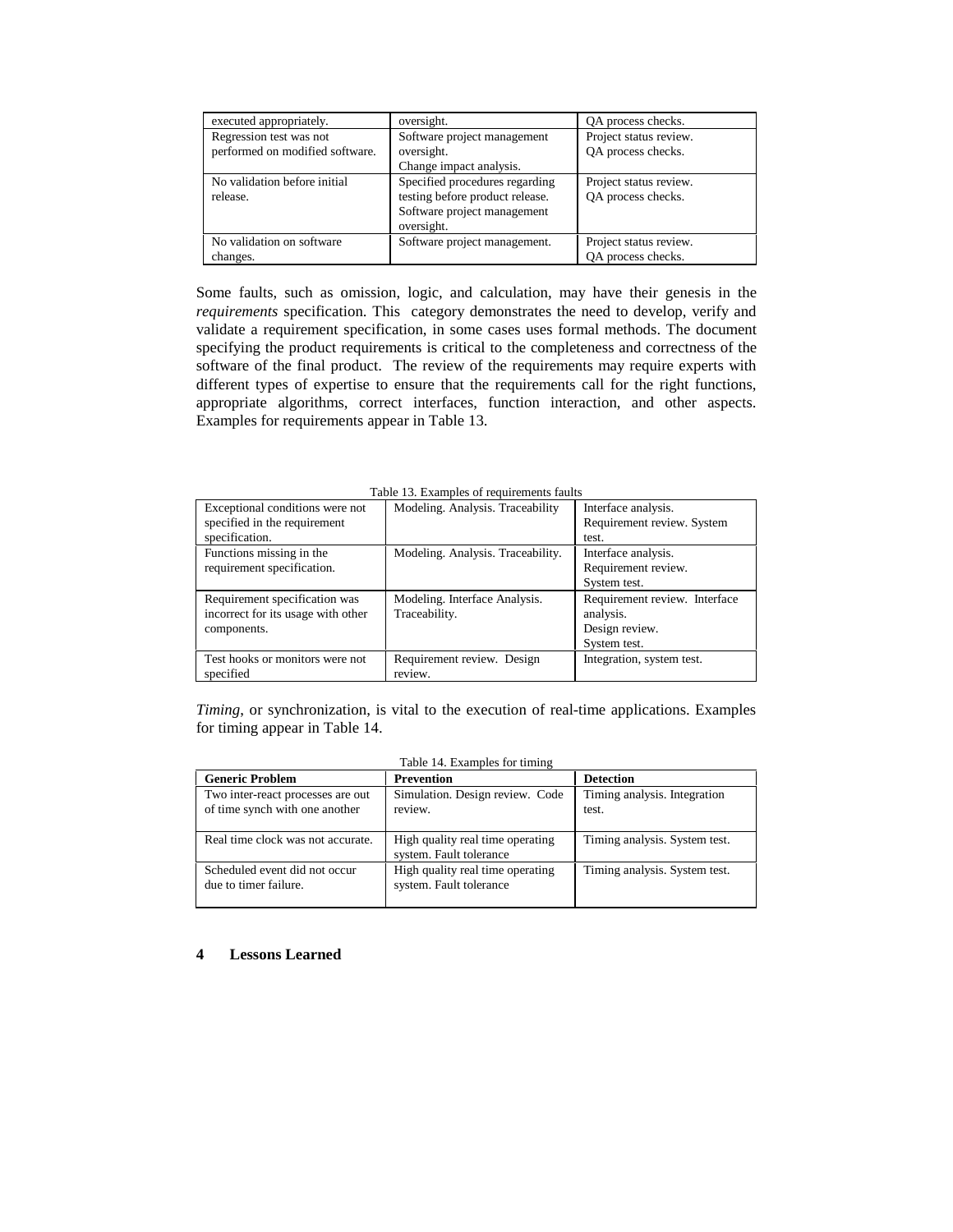| | | |
|---|---|---|
| executed appropriately. | oversight. | QA process checks. |
| Regression test was not performed on modified software. | Software project management oversight. Change impact analysis. | Project status review. QA process checks. |
| No validation before initial release. | Specified procedures regarding testing before product release. Software project management oversight. | Project status review. QA process checks. |
| No validation on software changes. | Software project management. | Project status review. QA process checks. |

Some faults, such as omission, logic, and calculation, may have their genesis in the *requirements* specification. This category demonstrates the need to develop, verify and validate a requirement specification, in some cases uses formal methods. The document specifying the product requirements is critical to the completeness and correctness of the software of the final product. The review of the requirements may require experts with different types of expertise to ensure that the requirements call for the right functions, appropriate algorithms, correct interfaces, function interaction, and other aspects. Examples for requirements appear in Table 13.

Table 13. Examples of requirements faults

| | | |
|---|---|---|
| Exceptional conditions were not specified in the requirement specification. | Modeling. Analysis. Traceability | Interface analysis. Requirement review. System test. |
| Functions missing in the requirement specification. | Modeling. Analysis. Traceability. | Interface analysis. Requirement review. System test. |
| Requirement specification was incorrect for its usage with other components. | Modeling. Interface Analysis. Traceability. | Requirement review. Interface analysis. Design review. System test. |
| Test hooks or monitors were not specified | Requirement review. Design review. | Integration, system test. |

*Timing*, or synchronization, is vital to the execution of real-time applications. Examples for timing appear in Table 14.

Table 14. Examples for timing

| **Generic Problem** | **Prevention** | **Detection** |
|---|---|---|
| Two inter-react processes are out of time synch with one another | Simulation. Design review. Code review. | Timing analysis. Integration test. |
| Real time clock was not accurate. | High quality real time operating system. Fault tolerance | Timing analysis. System test. |
| Scheduled event did not occur due to timer failure. | High quality real time operating system. Fault tolerance | Timing analysis. System test. |

## 4 Lessons Learned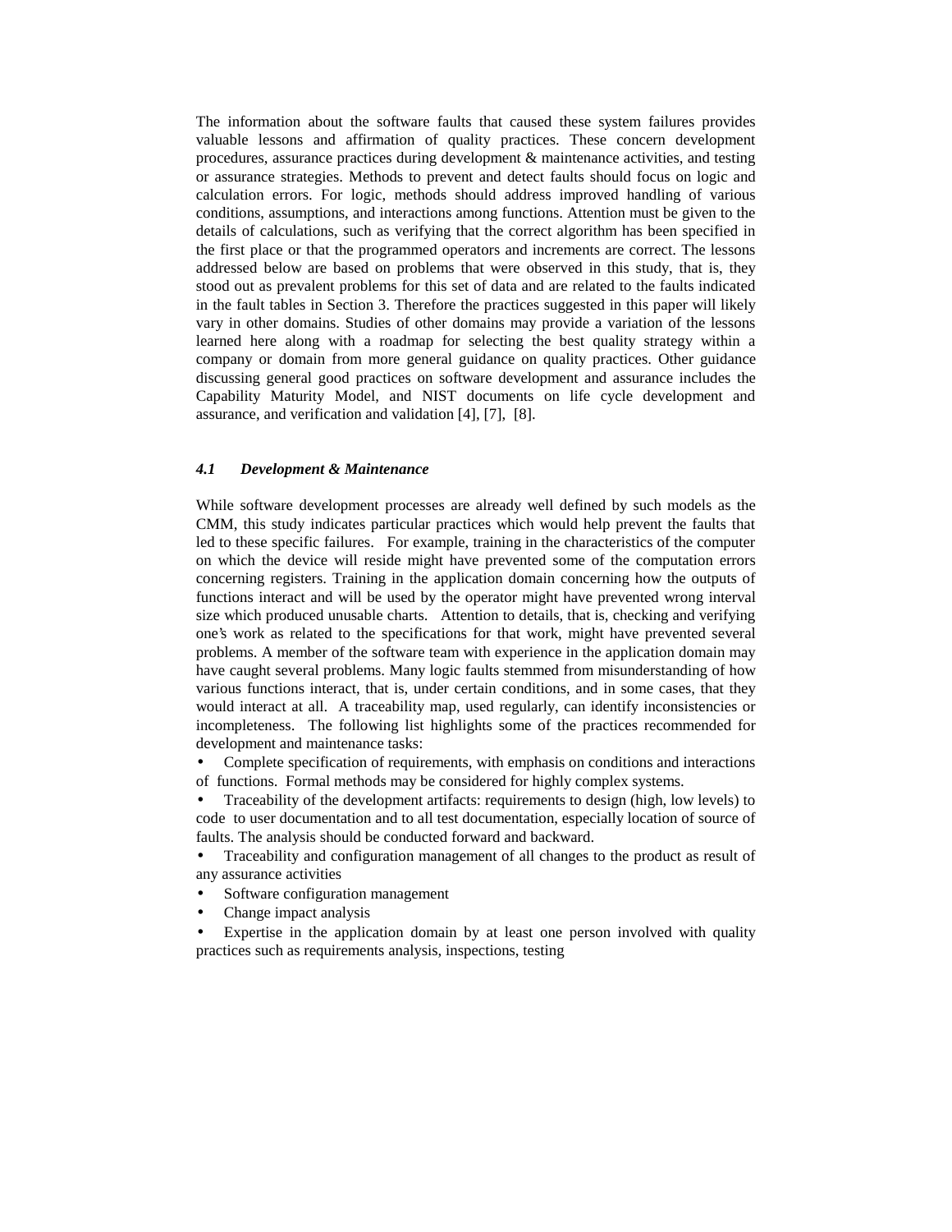The information about the software faults that caused these system failures provides valuable lessons and affirmation of quality practices. These concern development procedures, assurance practices during development & maintenance activities, and testing or assurance strategies. Methods to prevent and detect faults should focus on logic and calculation errors. For logic, methods should address improved handling of various conditions, assumptions, and interactions among functions. Attention must be given to the details of calculations, such as verifying that the correct algorithm has been specified in the first place or that the programmed operators and increments are correct. The lessons addressed below are based on problems that were observed in this study, that is, they stood out as prevalent problems for this set of data and are related to the faults indicated in the fault tables in Section 3. Therefore the practices suggested in this paper will likely vary in other domains. Studies of other domains may provide a variation of the lessons learned here along with a roadmap for selecting the best quality strategy within a company or domain from more general guidance on quality practices. Other guidance discussing general good practices on software development and assurance includes the Capability Maturity Model, and NIST documents on life cycle development and assurance, and verification and validation [4], [7], [8].

### *4.1 Development & Maintenance*

While software development processes are already well defined by such models as the CMM, this study indicates particular practices which would help prevent the faults that led to these specific failures. For example, training in the characteristics of the computer on which the device will reside might have prevented some of the computation errors concerning registers. Training in the application domain concerning how the outputs of functions interact and will be used by the operator might have prevented wrong interval size which produced unusable charts. Attention to details, that is, checking and verifying one's work as related to the specifications for that work, might have prevented several problems. A member of the software team with experience in the application domain may have caught several problems. Many logic faults stemmed from misunderstanding of how various functions interact, that is, under certain conditions, and in some cases, that they would interact at all. A traceability map, used regularly, can identify inconsistencies or incompleteness. The following list highlights some of the practices recommended for development and maintenance tasks:

- Complete specification of requirements, with emphasis on conditions and interactions of functions. Formal methods may be considered for highly complex systems.
- Traceability of the development artifacts: requirements to design (high, low levels) to code to user documentation and to all test documentation, especially location of source of faults. The analysis should be conducted forward and backward.
- Traceability and configuration management of all changes to the product as result of any assurance activities
- Software configuration management
- Change impact analysis
- Expertise in the application domain by at least one person involved with quality practices such as requirements analysis, inspections, testing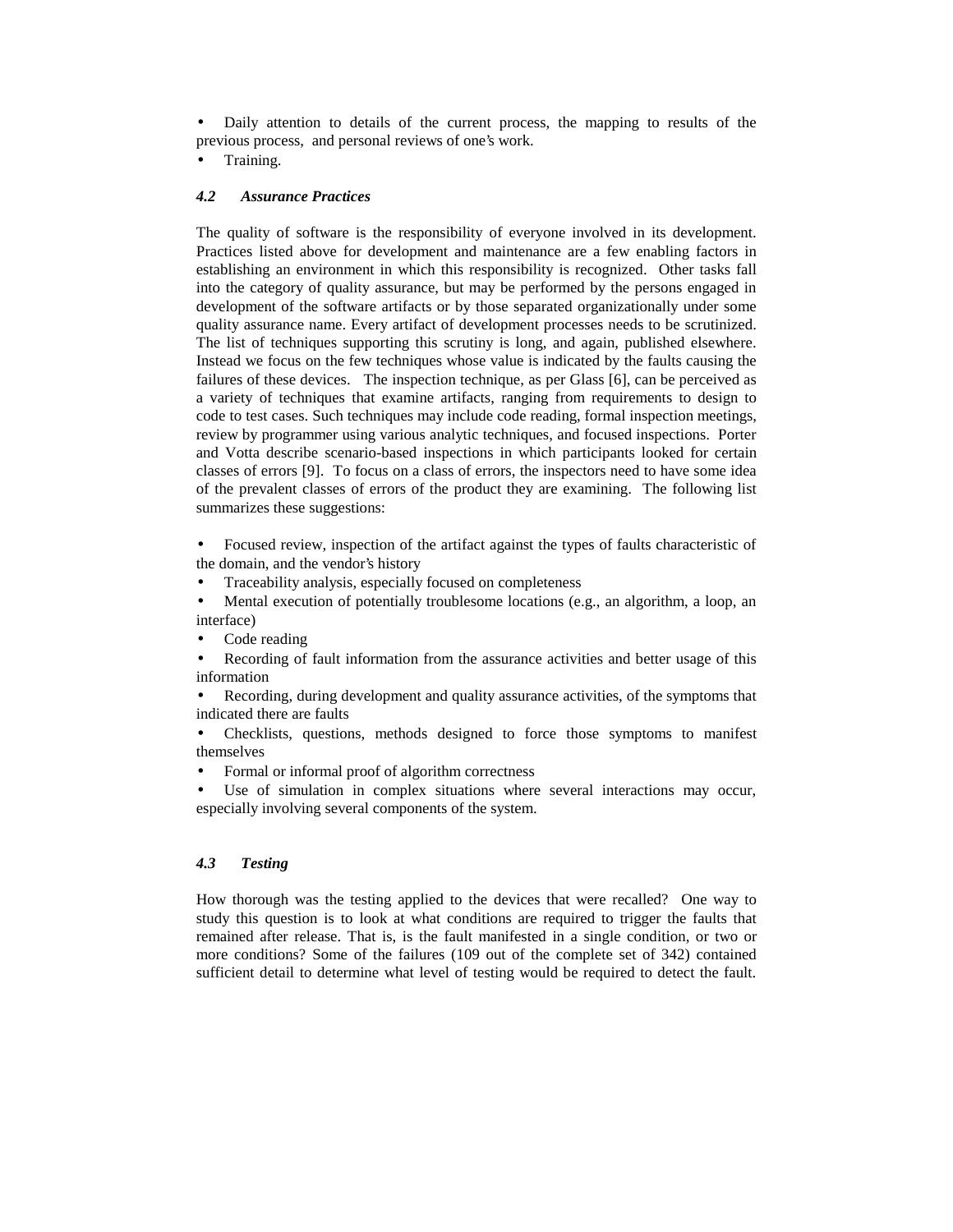- Daily attention to details of the current process, the mapping to results of the previous process, and personal reviews of one's work.
- Training.

### *4.2 Assurance Practices*

The quality of software is the responsibility of everyone involved in its development. Practices listed above for development and maintenance are a few enabling factors in establishing an environment in which this responsibility is recognized. Other tasks fall into the category of quality assurance, but may be performed by the persons engaged in development of the software artifacts or by those separated organizationally under some quality assurance name. Every artifact of development processes needs to be scrutinized. The list of techniques supporting this scrutiny is long, and again, published elsewhere. Instead we focus on the few techniques whose value is indicated by the faults causing the failures of these devices. The inspection technique, as per Glass [6], can be perceived as a variety of techniques that examine artifacts, ranging from requirements to design to code to test cases. Such techniques may include code reading, formal inspection meetings, review by programmer using various analytic techniques, and focused inspections. Porter and Votta describe scenario-based inspections in which participants looked for certain classes of errors [9]. To focus on a class of errors, the inspectors need to have some idea of the prevalent classes of errors of the product they are examining. The following list summarizes these suggestions:

- Focused review, inspection of the artifact against the types of faults characteristic of the domain, and the vendor's history
- Traceability analysis, especially focused on completeness
- Mental execution of potentially troublesome locations (e.g., an algorithm, a loop, an interface)
- Code reading
- Recording of fault information from the assurance activities and better usage of this information
- Recording, during development and quality assurance activities, of the symptoms that indicated there are faults
- Checklists, questions, methods designed to force those symptoms to manifest themselves
- Formal or informal proof of algorithm correctness
- Use of simulation in complex situations where several interactions may occur, especially involving several components of the system.

### *4.3 Testing*

How thorough was the testing applied to the devices that were recalled? One way to study this question is to look at what conditions are required to trigger the faults that remained after release. That is, is the fault manifested in a single condition, or two or more conditions? Some of the failures (109 out of the complete set of 342) contained sufficient detail to determine what level of testing would be required to detect the fault.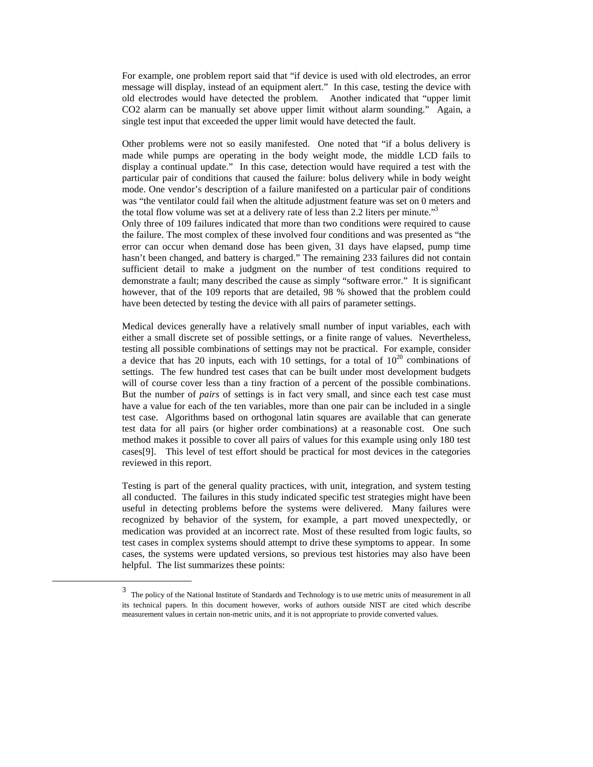For example, one problem report said that "if device is used with old electrodes, an error message will display, instead of an equipment alert." In this case, testing the device with old electrodes would have detected the problem. Another indicated that "upper limit CO2 alarm can be manually set above upper limit without alarm sounding." Again, a single test input that exceeded the upper limit would have detected the fault.

Other problems were not so easily manifested. One noted that "if a bolus delivery is made while pumps are operating in the body weight mode, the middle LCD fails to display a continual update." In this case, detection would have required a test with the particular pair of conditions that caused the failure: bolus delivery while in body weight mode. One vendor's description of a failure manifested on a particular pair of conditions was "the ventilator could fail when the altitude adjustment feature was set on 0 meters and the total flow volume was set at a delivery rate of less than 2.2 liters per minute."[3]
Only three of 109 failures indicated that more than two conditions were required to cause the failure. The most complex of these involved four conditions and was presented as "the error can occur when demand dose has been given, 31 days have elapsed, pump time hasn't been changed, and battery is charged." The remaining 233 failures did not contain sufficient detail to make a judgment on the number of test conditions required to demonstrate a fault; many described the cause as simply "software error." It is significant however, that of the 109 reports that are detailed, 98 % showed that the problem could have been detected by testing the device with all pairs of parameter settings.

Medical devices generally have a relatively small number of input variables, each with either a small discrete set of possible settings, or a finite range of values. Nevertheless, testing all possible combinations of settings may not be practical. For example, consider a device that has 20 inputs, each with 10 settings, for a total of $10^{20}$ combinations of settings. The few hundred test cases that can be built under most development budgets will of course cover less than a tiny fraction of a percent of the possible combinations. But the number of *pairs* of settings is in fact very small, and since each test case must have a value for each of the ten variables, more than one pair can be included in a single test case. Algorithms based on orthogonal latin squares are available that can generate test data for all pairs (or higher order combinations) at a reasonable cost. One such method makes it possible to cover all pairs of values for this example using only 180 test cases[9]. This level of test effort should be practical for most devices in the categories reviewed in this report.

Testing is part of the general quality practices, with unit, integration, and system testing all conducted. The failures in this study indicated specific test strategies might have been useful in detecting problems before the systems were delivered. Many failures were recognized by behavior of the system, for example, a part moved unexpectedly, or medication was provided at an incorrect rate. Most of these resulted from logic faults, so test cases in complex systems should attempt to drive these symptoms to appear. In some cases, the systems were updated versions, so previous test histories may also have been helpful. The list summarizes these points:

---

[3] The policy of the National Institute of Standards and Technology is to use metric units of measurement in all its technical papers. In this document however, works of authors outside NIST are cited which describe measurement values in certain non-metric units, and it is not appropriate to provide converted values.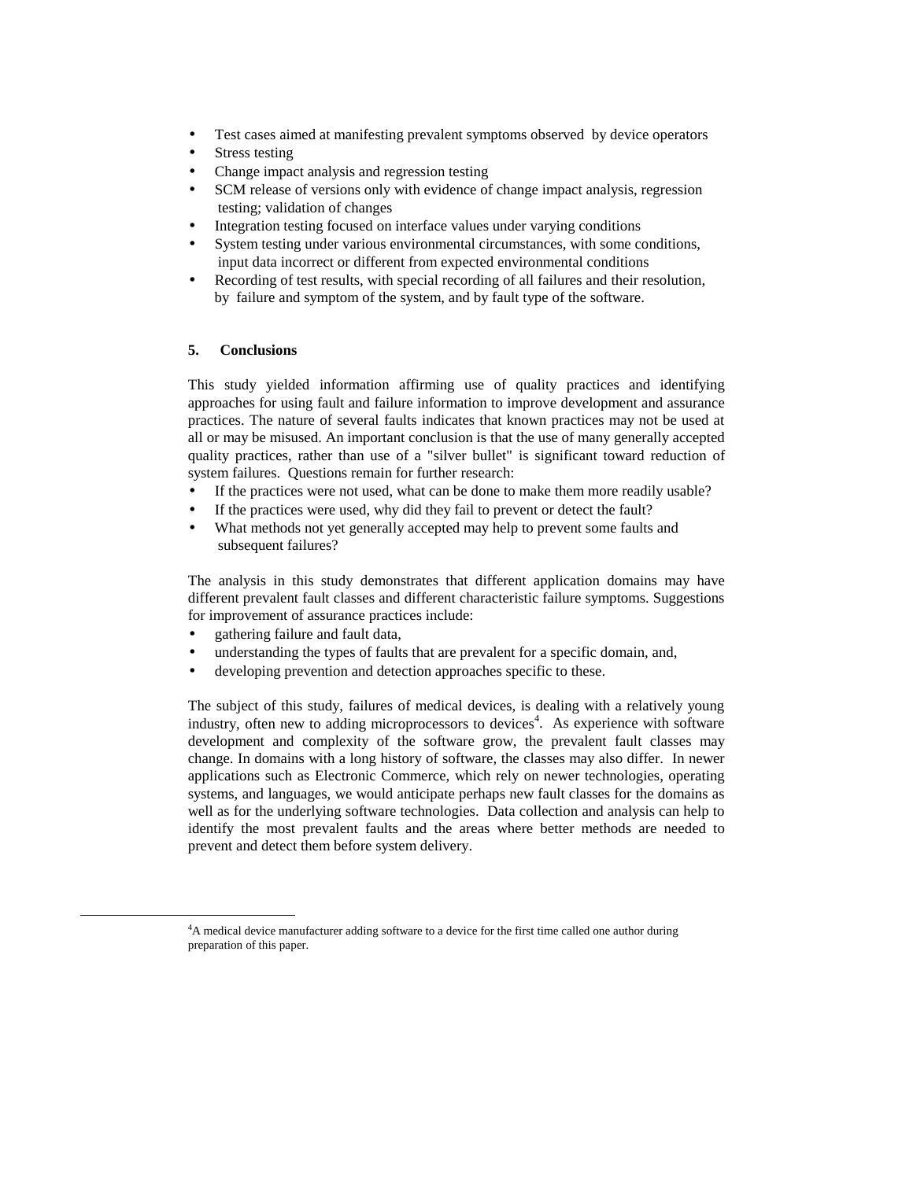- Test cases aimed at manifesting prevalent symptoms observed by device operators
- Stress testing
- Change impact analysis and regression testing
- SCM release of versions only with evidence of change impact analysis, regression testing; validation of changes
- Integration testing focused on interface values under varying conditions
- System testing under various environmental circumstances, with some conditions, input data incorrect or different from expected environmental conditions
- Recording of test results, with special recording of all failures and their resolution, by failure and symptom of the system, and by fault type of the software.

## 5. Conclusions

This study yielded information affirming use of quality practices and identifying approaches for using fault and failure information to improve development and assurance practices. The nature of several faults indicates that known practices may not be used at all or may be misused. An important conclusion is that the use of many generally accepted quality practices, rather than use of a "silver bullet" is significant toward reduction of system failures. Questions remain for further research:

- If the practices were not used, what can be done to make them more readily usable?
- If the practices were used, why did they fail to prevent or detect the fault?
- What methods not yet generally accepted may help to prevent some faults and subsequent failures?

The analysis in this study demonstrates that different application domains may have different prevalent fault classes and different characteristic failure symptoms. Suggestions for improvement of assurance practices include:

- gathering failure and fault data,
- understanding the types of faults that are prevalent for a specific domain, and,
- developing prevention and detection approaches specific to these.

The subject of this study, failures of medical devices, is dealing with a relatively young industry, often new to adding microprocessors to devices[4]. As experience with software development and complexity of the software grow, the prevalent fault classes may change. In domains with a long history of software, the classes may also differ. In newer applications such as Electronic Commerce, which rely on newer technologies, operating systems, and languages, we would anticipate perhaps new fault classes for the domains as well as for the underlying software technologies. Data collection and analysis can help to identify the most prevalent faults and the areas where better methods are needed to prevent and detect them before system delivery.

---

[4]A medical device manufacturer adding software to a device for the first time called one author during preparation of this paper.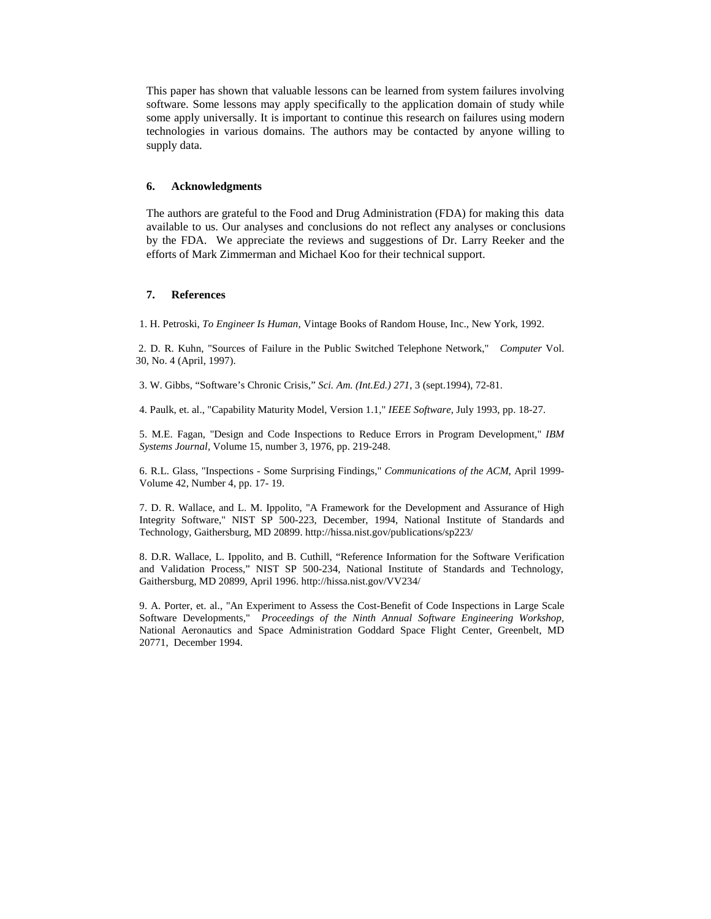This paper has shown that valuable lessons can be learned from system failures involving software. Some lessons may apply specifically to the application domain of study while some apply universally. It is important to continue this research on failures using modern technologies in various domains. The authors may be contacted by anyone willing to supply data.

## 6. Acknowledgments

The authors are grateful to the Food and Drug Administration (FDA) for making this data available to us. Our analyses and conclusions do not reflect any analyses or conclusions by the FDA. We appreciate the reviews and suggestions of Dr. Larry Reeker and the efforts of Mark Zimmerman and Michael Koo for their technical support.

## 7. References

1. H. Petroski, *To Engineer Is Human,* Vintage Books of Random House, Inc., New York, 1992.

2. D. R. Kuhn, "Sources of Failure in the Public Switched Telephone Network," *Computer* Vol. 30, No. 4 (April, 1997).

3. W. Gibbs, "Software's Chronic Crisis," *Sci. Am. (Int.Ed.) 271*, 3 (sept.1994), 72-81.

4. Paulk, et. al., "Capability Maturity Model, Version 1.1," *IEEE Software*, July 1993, pp. 18-27.

5. M.E. Fagan, "Design and Code Inspections to Reduce Errors in Program Development," *IBM Systems Journal,* Volume 15, number 3, 1976, pp. 219-248.

6. R.L. Glass, "Inspections - Some Surprising Findings," *Communications of the ACM,* April 1999- Volume 42, Number 4, pp. 17- 19.

7. D. R. Wallace, and L. M. Ippolito, "A Framework for the Development and Assurance of High Integrity Software," NIST SP 500-223, December, 1994, National Institute of Standards and Technology, Gaithersburg, MD 20899. http://hissa.nist.gov/publications/sp223/

8. D.R. Wallace, L. Ippolito, and B. Cuthill, "Reference Information for the Software Verification and Validation Process," NIST SP 500-234, National Institute of Standards and Technology, Gaithersburg, MD 20899, April 1996. http://hissa.nist.gov/VV234/

9. A. Porter, et. al., "An Experiment to Assess the Cost-Benefit of Code Inspections in Large Scale Software Developments," *Proceedings of the Ninth Annual Software Engineering Workshop,* National Aeronautics and Space Administration Goddard Space Flight Center, Greenbelt, MD 20771, December 1994.